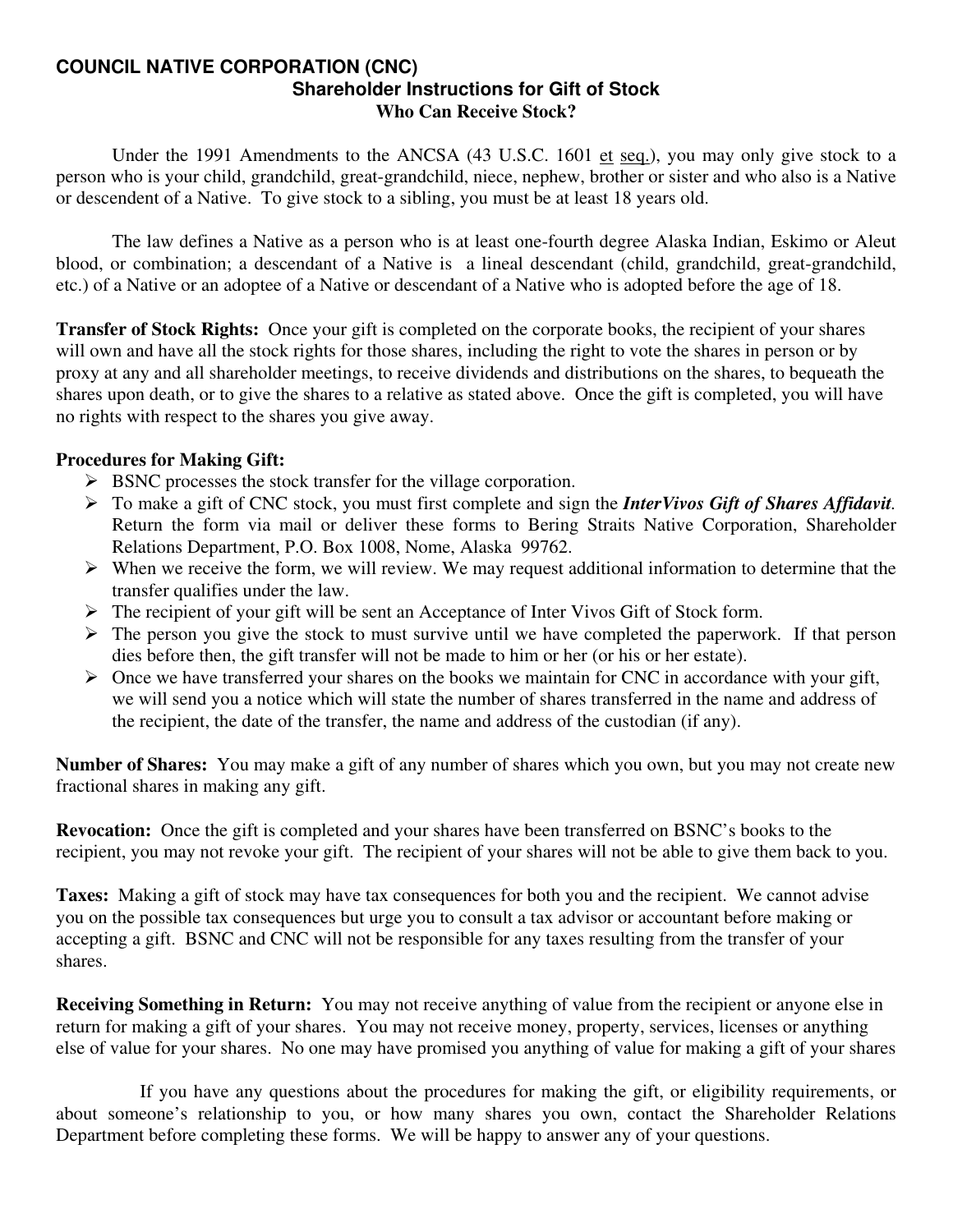# COUNCIL NATIVE CORPORATION (CNC)

## Shareholder Instructions for Gift of Stock

### Who Can Receive Stock?

Under the 1991 Amendments to the ANCSA (43 U.S.C. 1601 et seq.), you may only give stock to a person who is your child, grandchild, great-grandchild, niece, nephew, brother or sister and who also is a Native or descendent of a Native. To give stock to a sibling, you must be at least 18 years old.

The law defines a Native as a person who is at least one-fourth degree Alaska Indian, Eskimo or Aleut blood, or combination; a descendant of a Native is a lineal descendant (child, grandchild, great-grandchild, etc.) of a Native or an adoptee of a Native or descendant of a Native who is adopted before the age of 18.

**Transfer of Stock Rights:** Once your gift is completed on the corporate books, the recipient of your shares will own and have all the stock rights for those shares, including the right to vote the shares in person or by proxy at any and all shareholder meetings, to receive dividends and distributions on the shares, to bequeath the shares upon death, or to give the shares to a relative as stated above. Once the gift is completed, you will have no rights with respect to the shares you give away.

**Procedures for Making Gift:**

- BSNC processes the stock transfer for the village corporation.
- To make a gift of CNC stock, you must first complete and sign the ***InterVivos Gift of Shares Affidavit***. Return the form via mail or deliver these forms to Bering Straits Native Corporation, Shareholder Relations Department, P.O. Box 1008, Nome, Alaska 99762.
- When we receive the form, we will review. We may request additional information to determine that the transfer qualifies under the law.
- The recipient of your gift will be sent an Acceptance of Inter Vivos Gift of Stock form.
- The person you give the stock to must survive until we have completed the paperwork. If that person dies before then, the gift transfer will not be made to him or her (or his or her estate).
- Once we have transferred your shares on the books we maintain for CNC in accordance with your gift, we will send you a notice which will state the number of shares transferred in the name and address of the recipient, the date of the transfer, the name and address of the custodian (if any).

**Number of Shares:** You may make a gift of any number of shares which you own, but you may not create new fractional shares in making any gift.

**Revocation:** Once the gift is completed and your shares have been transferred on BSNC's books to the recipient, you may not revoke your gift. The recipient of your shares will not be able to give them back to you.

**Taxes:** Making a gift of stock may have tax consequences for both you and the recipient. We cannot advise you on the possible tax consequences but urge you to consult a tax advisor or accountant before making or accepting a gift. BSNC and CNC will not be responsible for any taxes resulting from the transfer of your shares.

**Receiving Something in Return:** You may not receive anything of value from the recipient or anyone else in return for making a gift of your shares. You may not receive money, property, services, licenses or anything else of value for your shares. No one may have promised you anything of value for making a gift of your shares

If you have any questions about the procedures for making the gift, or eligibility requirements, or about someone's relationship to you, or how many shares you own, contact the Shareholder Relations Department before completing these forms. We will be happy to answer any of your questions.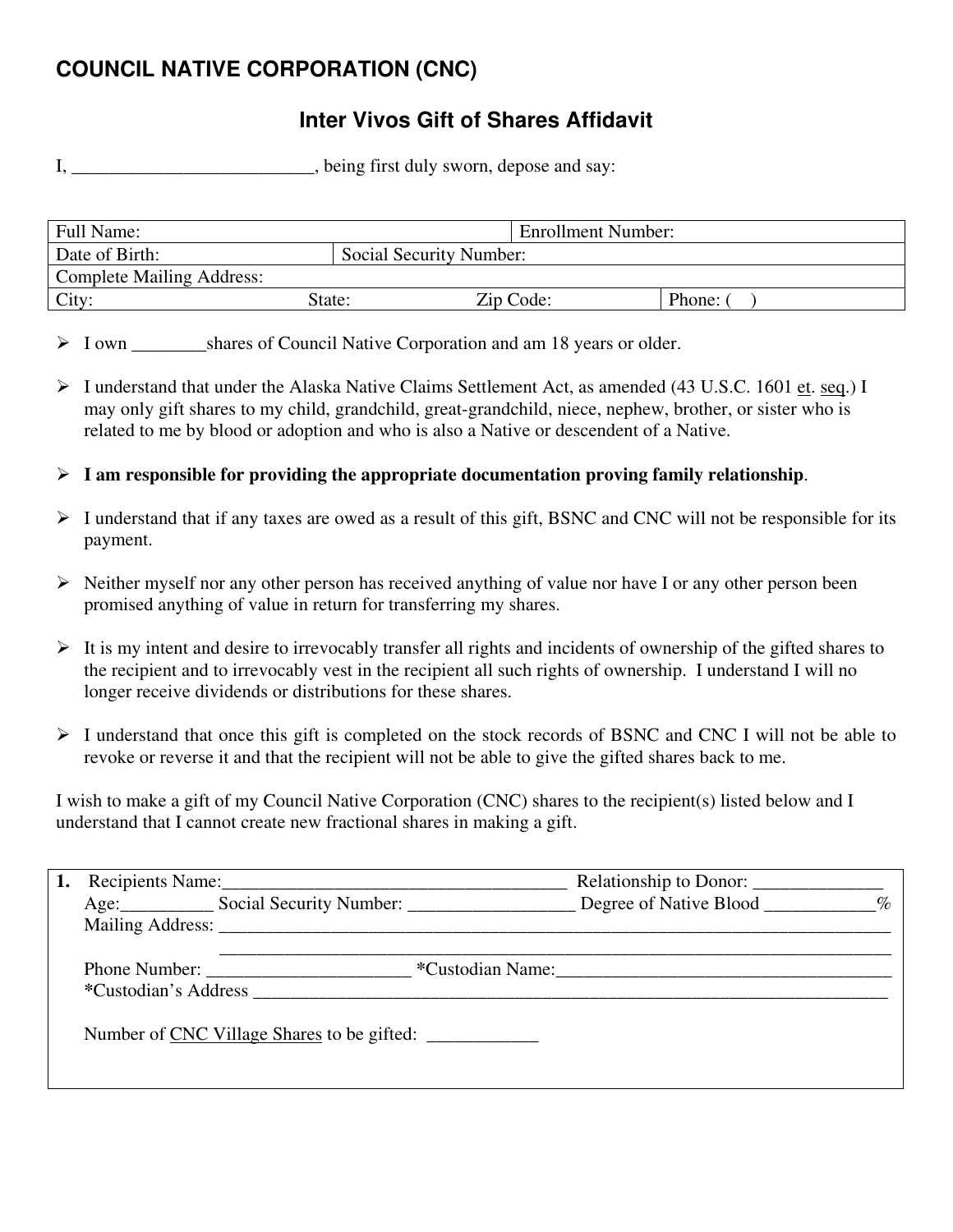# COUNCIL NATIVE CORPORATION (CNC)

## Inter Vivos Gift of Shares Affidavit

I, _________________________, being first duly sworn, depose and say:

| Full Name: | | | Enrollment Number: |
|---|---|---|---|
| Date of Birth: | Social Security Number: | | |
| Complete Mailing Address: | | | |
| City: | State: | Zip Code: | Phone: (    ) |

- I own ________shares of Council Native Corporation and am 18 years or older.
- I understand that under the Alaska Native Claims Settlement Act, as amended (43 U.S.C. 1601 et. seq.) I may only gift shares to my child, grandchild, great-grandchild, niece, nephew, brother, or sister who is related to me by blood or adoption and who is also a Native or descendent of a Native.
- **I am responsible for providing the appropriate documentation proving family relationship**.
- I understand that if any taxes are owed as a result of this gift, BSNC and CNC will not be responsible for its payment.
- Neither myself nor any other person has received anything of value nor have I or any other person been promised anything of value in return for transferring my shares.
- It is my intent and desire to irrevocably transfer all rights and incidents of ownership of the gifted shares to the recipient and to irrevocably vest in the recipient all such rights of ownership. I understand I will no longer receive dividends or distributions for these shares.
- I understand that once this gift is completed on the stock records of BSNC and CNC I will not be able to revoke or reverse it and that the recipient will not be able to give the gifted shares back to me.

I wish to make a gift of my Council Native Corporation (CNC) shares to the recipient(s) listed below and I understand that I cannot create new fractional shares in making a gift.

**1.** Recipients Name:_____________________________________ Relationship to Donor: _____________

Age:_________ Social Security Number: _________________ Degree of Native Blood ___________%

Mailing Address: ___________________________________________________________________________

___________________________________________________________________________

Phone Number: _____________________ *Custodian Name:___________________________________

*Custodian's Address ______________________________________________________________________

Number of CNC Village Shares to be gifted: ____________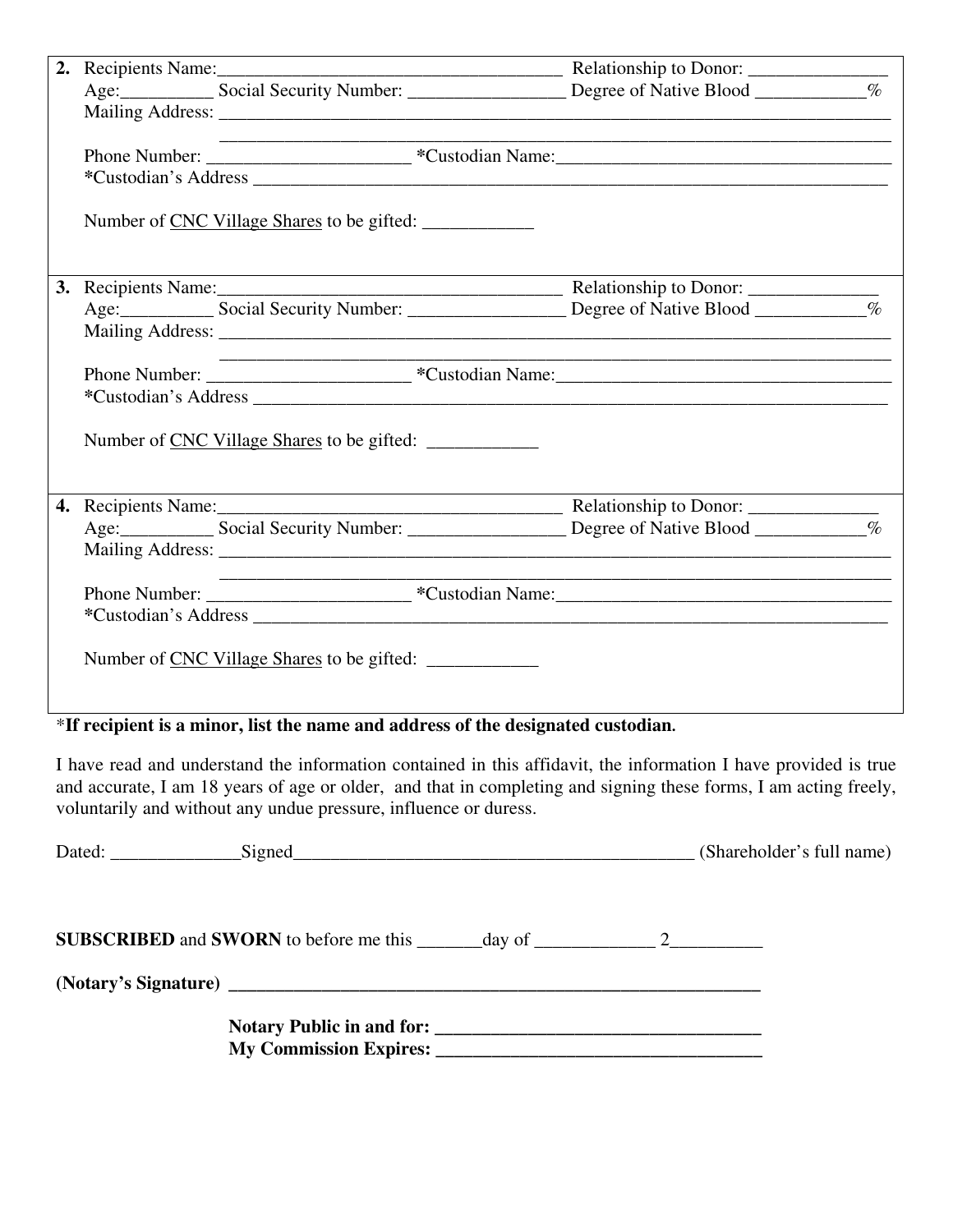2. Recipients Name:_____________________________________ Relationship to Donor: _______________
Age:__________ Social Security Number: _________________ Degree of Native Blood ____________%
Mailing Address: ______________________________________________________________________________
______________________________________________________________________________
Phone Number: ______________________ *Custodian Name:_____________________________________
*Custodian's Address ___________________________________________________________________________

Number of CNC Village Shares to be gifted: ____________

3. Recipients Name:_____________________________________ Relationship to Donor: ______________
Age:__________ Social Security Number: _________________ Degree of Native Blood ____________%
Mailing Address: ______________________________________________________________________________
______________________________________________________________________________
Phone Number: ______________________ *Custodian Name:_____________________________________
*Custodian's Address ___________________________________________________________________________

Number of CNC Village Shares to be gifted: ____________

4. Recipients Name:_____________________________________ Relationship to Donor: ______________
Age:__________ Social Security Number: _________________ Degree of Native Blood ____________%
Mailing Address: ______________________________________________________________________________
______________________________________________________________________________
Phone Number: ______________________ *Custodian Name:_____________________________________
*Custodian's Address ___________________________________________________________________________

Number of CNC Village Shares to be gifted: ____________

***If recipient is a minor, list the name and address of the designated custodian.**

I have read and understand the information contained in this affidavit, the information I have provided is true and accurate, I am 18 years of age or older, and that in completing and signing these forms, I am acting freely, voluntarily and without any undue pressure, influence or duress.

Dated: ______________Signed_____________________________________________ (Shareholder's full name)

**SUBSCRIBED** and **SWORN** to before me this _______day of _____________ 2__________

**(Notary's Signature)** ___________________________________________________________

**Notary Public in and for:** ___________________________________
**My Commission Expires:** ___________________________________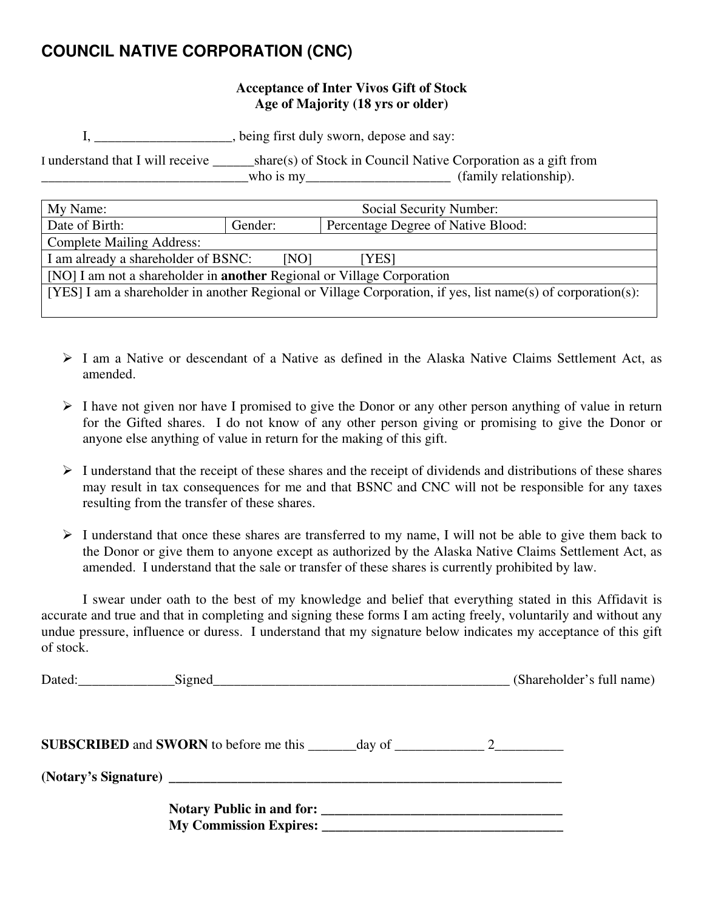# COUNCIL NATIVE CORPORATION (CNC)

**Acceptance of Inter Vivos Gift of Stock**
**Age of Majority (18 yrs or older)**

I, ____________________, being first duly sworn, depose and say:

I understand that I will receive ______share(s) of Stock in Council Native Corporation as a gift from ______________________________who is my_____________________ (family relationship).

| My Name: | | Social Security Number: |
|---|---|---|
| Date of Birth: | Gender: | Percentage Degree of Native Blood: |
| Complete Mailing Address: | | |
| I am already a shareholder of BSNC: [NO] [YES] | | |
| [NO] I am not a shareholder in **another** Regional or Village Corporation | | |
| [YES] I am a shareholder in another Regional or Village Corporation, if yes, list name(s) of corporation(s): | | |

- I am a Native or descendant of a Native as defined in the Alaska Native Claims Settlement Act, as amended.
- I have not given nor have I promised to give the Donor or any other person anything of value in return for the Gifted shares. I do not know of any other person giving or promising to give the Donor or anyone else anything of value in return for the making of this gift.
- I understand that the receipt of these shares and the receipt of dividends and distributions of these shares may result in tax consequences for me and that BSNC and CNC will not be responsible for any taxes resulting from the transfer of these shares.
- I understand that once these shares are transferred to my name, I will not be able to give them back to the Donor or give them to anyone except as authorized by the Alaska Native Claims Settlement Act, as amended. I understand that the sale or transfer of these shares is currently prohibited by law.

I swear under oath to the best of my knowledge and belief that everything stated in this Affidavit is accurate and true and that in completing and signing these forms I am acting freely, voluntarily and without any undue pressure, influence or duress. I understand that my signature below indicates my acceptance of this gift of stock.

Dated:______________Signed_____________________________________________ (Shareholder's full name)

**SUBSCRIBED** and **SWORN** to before me this _______day of _____________ 2__________

**(Notary's Signature)** ____________________________________________________________

**Notary Public in and for:** ___________________________________
**My Commission Expires:** ___________________________________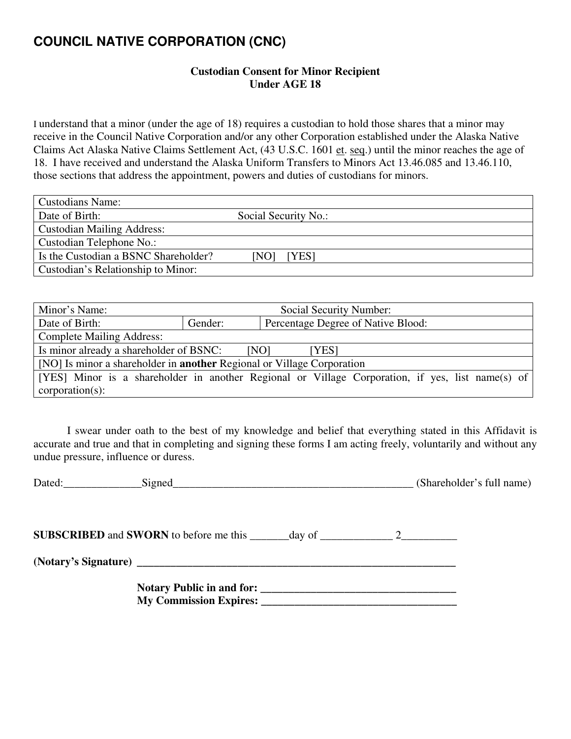# COUNCIL NATIVE CORPORATION (CNC)

**Custodian Consent for Minor Recipient**
**Under AGE 18**

I understand that a minor (under the age of 18) requires a custodian to hold those shares that a minor may receive in the Council Native Corporation and/or any other Corporation established under the Alaska Native Claims Act Alaska Native Claims Settlement Act, (43 U.S.C. 1601 et. seq.) until the minor reaches the age of 18. I have received and understand the Alaska Uniform Transfers to Minors Act 13.46.085 and 13.46.110, those sections that address the appointment, powers and duties of custodians for minors.

| | |
|---|---|
| Custodians Name: | |
| Date of Birth: | Social Security No.: |
| Custodian Mailing Address: | |
| Custodian Telephone No.: | |
| Is the Custodian a BSNC Shareholder? | [NO] [YES] |
| Custodian's Relationship to Minor: | |

| | | |
|---|---|---|
| Minor's Name: | | Social Security Number: |
| Date of Birth: | Gender: | Percentage Degree of Native Blood: |
| Complete Mailing Address: | | |
| Is minor already a shareholder of BSNC: [NO] [YES] | | |
| [NO] Is minor a shareholder in **another** Regional or Village Corporation | | |
| [YES] Minor is a shareholder in another Regional or Village Corporation, if yes, list name(s) of corporation(s): | | |

I swear under oath to the best of my knowledge and belief that everything stated in this Affidavit is accurate and true and that in completing and signing these forms I am acting freely, voluntarily and without any undue pressure, influence or duress.

Dated:______________Signed_____________________________________________ (Shareholder's full name)

**SUBSCRIBED** and **SWORN** to before me this _______day of _____________ 2__________

**(Notary's Signature)** ____________________________________________________________

**Notary Public in and for:** ___________________________________
**My Commission Expires:** ___________________________________